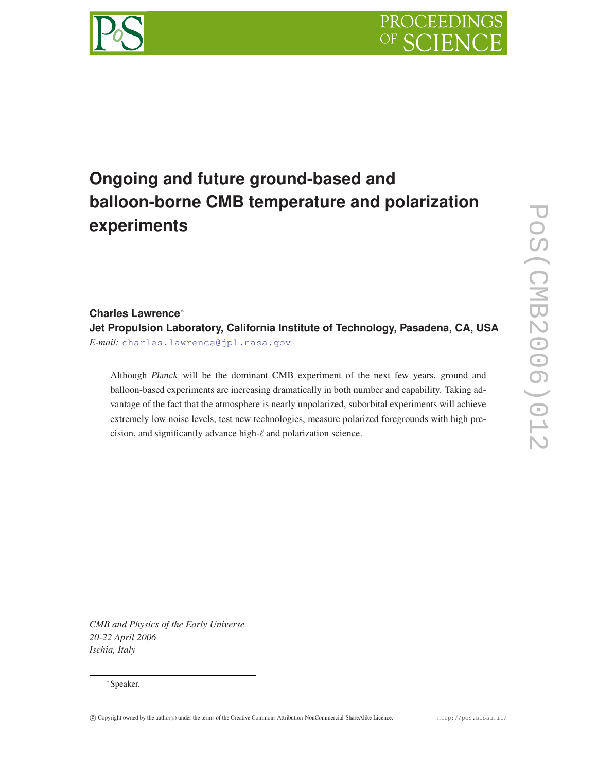# Ongoing and future ground-based and balloon-borne CMB temperature and polarization experiments

**Charles Lawrence**[*]

**Jet Propulsion Laboratory, California Institute of Technology, Pasadena, CA, USA**

*E-mail:* charles.lawrence@jpl.nasa.gov

Although *Planck* will be the dominant CMB experiment of the next few years, ground and balloon-based experiments are increasing dramatically in both number and capability. Taking advantage of the fact that the atmosphere is nearly unpolarized, suborbital experiments will achieve extremely low noise levels, test new technologies, measure polarized foregrounds with high precision, and significantly advance high-$\ell$ and polarization science.

*CMB and Physics of the Early Universe*
*20-22 April 2006*
*Ischia, Italy*

[*]Speaker.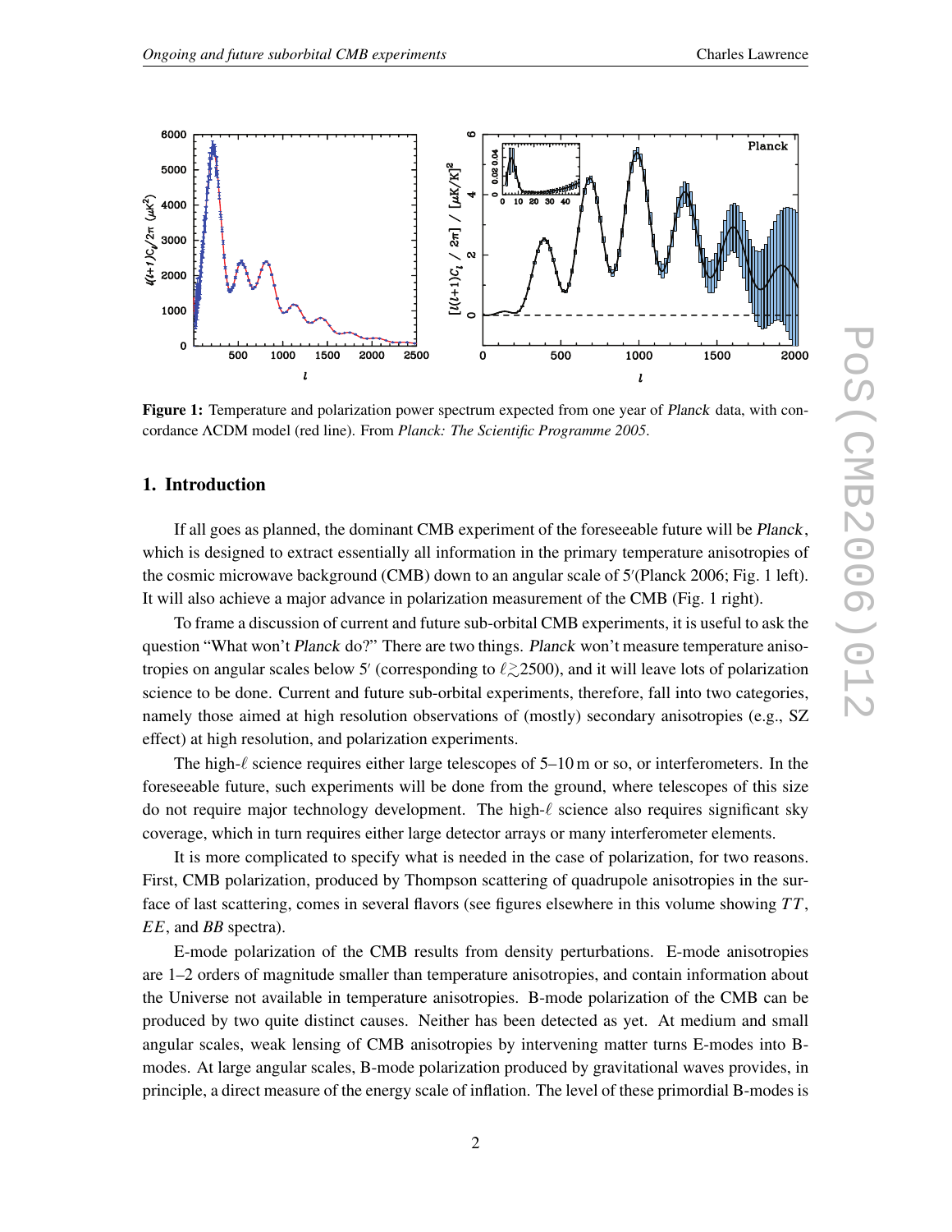**Figure 1:** Temperature and polarization power spectrum expected from one year of *Planck* data, with concordance ΛCDM model (red line). From *Planck: The Scientific Programme 2005*.

## 1. Introduction

If all goes as planned, the dominant CMB experiment of the foreseeable future will be *Planck*, which is designed to extract essentially all information in the primary temperature anisotropies of the cosmic microwave background (CMB) down to an angular scale of 5′(Planck 2006; Fig. 1 left). It will also achieve a major advance in polarization measurement of the CMB (Fig. 1 right).

To frame a discussion of current and future sub-orbital CMB experiments, it is useful to ask the question "What won't *Planck* do?" There are two things. *Planck* won't measure temperature anisotropies on angular scales below 5′ (corresponding to $\ell \gtrsim 2500$), and it will leave lots of polarization science to be done. Current and future sub-orbital experiments, therefore, fall into two categories, namely those aimed at high resolution observations of (mostly) secondary anisotropies (e.g., SZ effect) at high resolution, and polarization experiments.

The high-$\ell$ science requires either large telescopes of 5–10 m or so, or interferometers. In the foreseeable future, such experiments will be done from the ground, where telescopes of this size do not require major technology development. The high-$\ell$ science also requires significant sky coverage, which in turn requires either large detector arrays or many interferometer elements.

It is more complicated to specify what is needed in the case of polarization, for two reasons. First, CMB polarization, produced by Thompson scattering of quadrupole anisotropies in the surface of last scattering, comes in several flavors (see figures elsewhere in this volume showing $TT$, $EE$, and $BB$ spectra).

E-mode polarization of the CMB results from density perturbations. E-mode anisotropies are 1–2 orders of magnitude smaller than temperature anisotropies, and contain information about the Universe not available in temperature anisotropies. B-mode polarization of the CMB can be produced by two quite distinct causes. Neither has been detected as yet. At medium and small angular scales, weak lensing of CMB anisotropies by intervening matter turns E-modes into B-modes. At large angular scales, B-mode polarization produced by gravitational waves provides, in principle, a direct measure of the energy scale of inflation. The level of these primordial B-modes is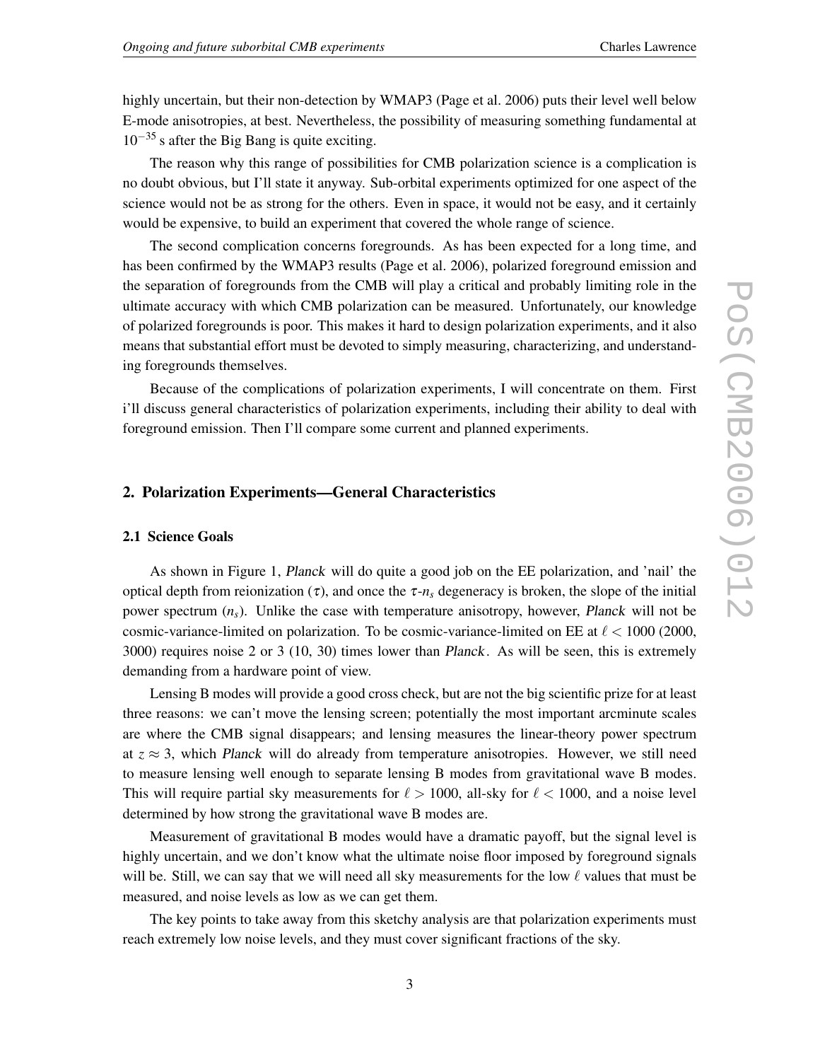highly uncertain, but their non-detection by WMAP3 (Page et al. 2006) puts their level well below E-mode anisotropies, at best. Nevertheless, the possibility of measuring something fundamental at $10^{-35}$ s after the Big Bang is quite exciting.

The reason why this range of possibilities for CMB polarization science is a complication is no doubt obvious, but I'll state it anyway. Sub-orbital experiments optimized for one aspect of the science would not be as strong for the others. Even in space, it would not be easy, and it certainly would be expensive, to build an experiment that covered the whole range of science.

The second complication concerns foregrounds. As has been expected for a long time, and has been confirmed by the WMAP3 results (Page et al. 2006), polarized foreground emission and the separation of foregrounds from the CMB will play a critical and probably limiting role in the ultimate accuracy with which CMB polarization can be measured. Unfortunately, our knowledge of polarized foregrounds is poor. This makes it hard to design polarization experiments, and it also means that substantial effort must be devoted to simply measuring, characterizing, and understanding foregrounds themselves.

Because of the complications of polarization experiments, I will concentrate on them. First i'll discuss general characteristics of polarization experiments, including their ability to deal with foreground emission. Then I'll compare some current and planned experiments.

## 2. Polarization Experiments—General Characteristics

### 2.1 Science Goals

As shown in Figure 1, *Planck* will do quite a good job on the EE polarization, and 'nail' the optical depth from reionization ($\tau$), and once the $\tau$-$n_s$ degeneracy is broken, the slope of the initial power spectrum ($n_s$). Unlike the case with temperature anisotropy, however, *Planck* will not be cosmic-variance-limited on polarization. To be cosmic-variance-limited on EE at $\ell < 1000$ (2000, 3000) requires noise 2 or 3 (10, 30) times lower than *Planck*. As will be seen, this is extremely demanding from a hardware point of view.

Lensing B modes will provide a good cross check, but are not the big scientific prize for at least three reasons: we can't move the lensing screen; potentially the most important arcminute scales are where the CMB signal disappears; and lensing measures the linear-theory power spectrum at $z \approx 3$, which *Planck* will do already from temperature anisotropies. However, we still need to measure lensing well enough to separate lensing B modes from gravitational wave B modes. This will require partial sky measurements for $\ell > 1000$, all-sky for $\ell < 1000$, and a noise level determined by how strong the gravitational wave B modes are.

Measurement of gravitational B modes would have a dramatic payoff, but the signal level is highly uncertain, and we don't know what the ultimate noise floor imposed by foreground signals will be. Still, we can say that we will need all sky measurements for the low $\ell$ values that must be measured, and noise levels as low as we can get them.

The key points to take away from this sketchy analysis are that polarization experiments must reach extremely low noise levels, and they must cover significant fractions of the sky.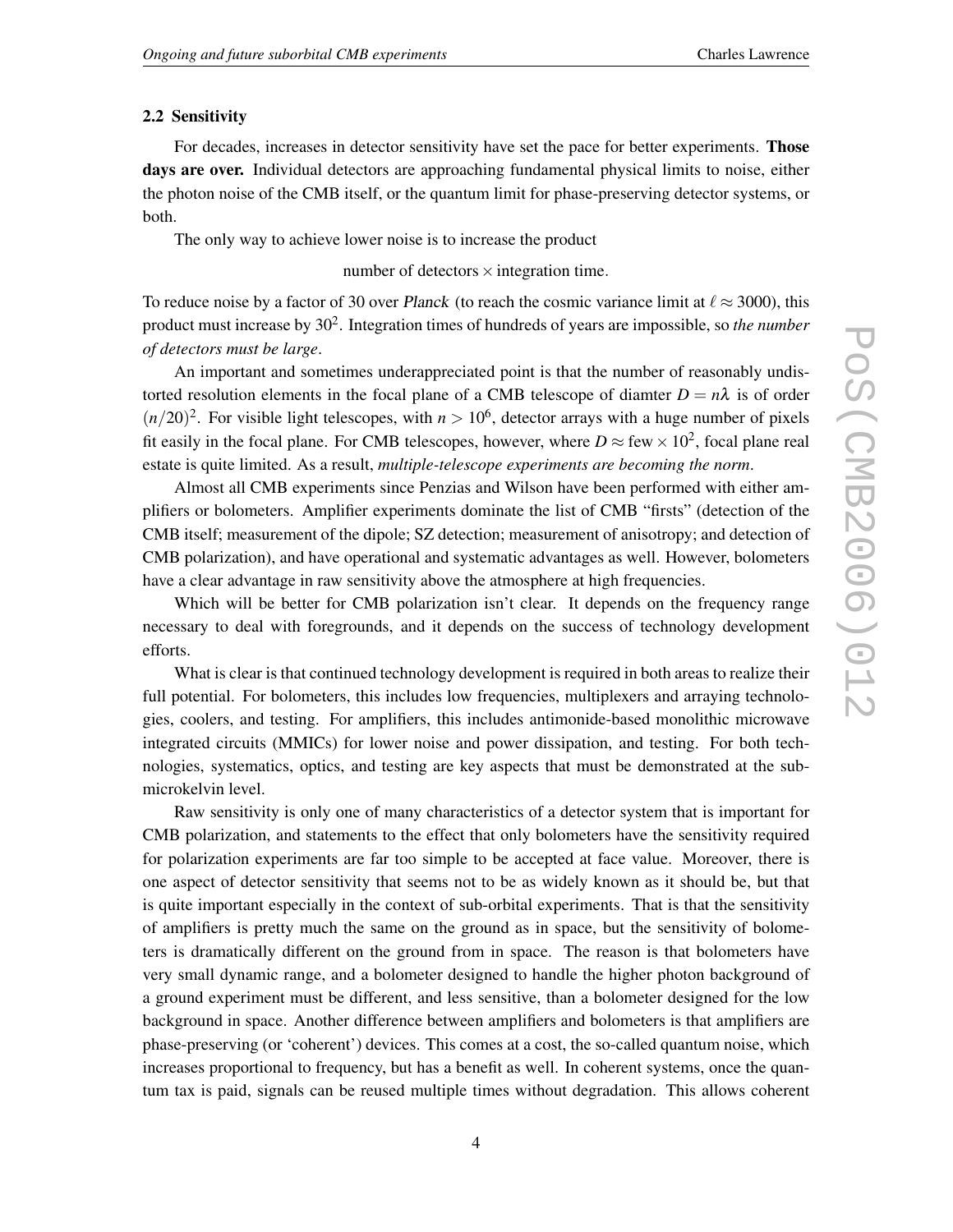### 2.2 Sensitivity

For decades, increases in detector sensitivity have set the pace for better experiments. **Those days are over.** Individual detectors are approaching fundamental physical limits to noise, either the photon noise of the CMB itself, or the quantum limit for phase-preserving detector systems, or both.

The only way to achieve lower noise is to increase the product

$$\text{number of detectors} \times \text{integration time}.$$

To reduce noise by a factor of 30 over *Planck* (to reach the cosmic variance limit at $\ell \approx 3000$), this product must increase by $30^2$. Integration times of hundreds of years are impossible, so *the number of detectors must be large*.

An important and sometimes underappreciated point is that the number of reasonably undistorted resolution elements in the focal plane of a CMB telescope of diamter $D = n\lambda$ is of order $(n/20)^2$. For visible light telescopes, with $n > 10^6$, detector arrays with a huge number of pixels fit easily in the focal plane. For CMB telescopes, however, where $D \approx \text{few} \times 10^2$, focal plane real estate is quite limited. As a result, *multiple-telescope experiments are becoming the norm*.

Almost all CMB experiments since Penzias and Wilson have been performed with either amplifiers or bolometers. Amplifier experiments dominate the list of CMB "firsts" (detection of the CMB itself; measurement of the dipole; SZ detection; measurement of anisotropy; and detection of CMB polarization), and have operational and systematic advantages as well. However, bolometers have a clear advantage in raw sensitivity above the atmosphere at high frequencies.

Which will be better for CMB polarization isn't clear. It depends on the frequency range necessary to deal with foregrounds, and it depends on the success of technology development efforts.

What is clear is that continued technology development is required in both areas to realize their full potential. For bolometers, this includes low frequencies, multiplexers and arraying technologies, coolers, and testing. For amplifiers, this includes antimonide-based monolithic microwave integrated circuits (MMICs) for lower noise and power dissipation, and testing. For both technologies, systematics, optics, and testing are key aspects that must be demonstrated at the sub-microkelvin level.

Raw sensitivity is only one of many characteristics of a detector system that is important for CMB polarization, and statements to the effect that only bolometers have the sensitivity required for polarization experiments are far too simple to be accepted at face value. Moreover, there is one aspect of detector sensitivity that seems not to be as widely known as it should be, but that is quite important especially in the context of sub-orbital experiments. That is that the sensitivity of amplifiers is pretty much the same on the ground as in space, but the sensitivity of bolometers is dramatically different on the ground from in space. The reason is that bolometers have very small dynamic range, and a bolometer designed to handle the higher photon background of a ground experiment must be different, and less sensitive, than a bolometer designed for the low background in space. Another difference between amplifiers and bolometers is that amplifiers are phase-preserving (or 'coherent') devices. This comes at a cost, the so-called quantum noise, which increases proportional to frequency, but has a benefit as well. In coherent systems, once the quantum tax is paid, signals can be reused multiple times without degradation. This allows coherent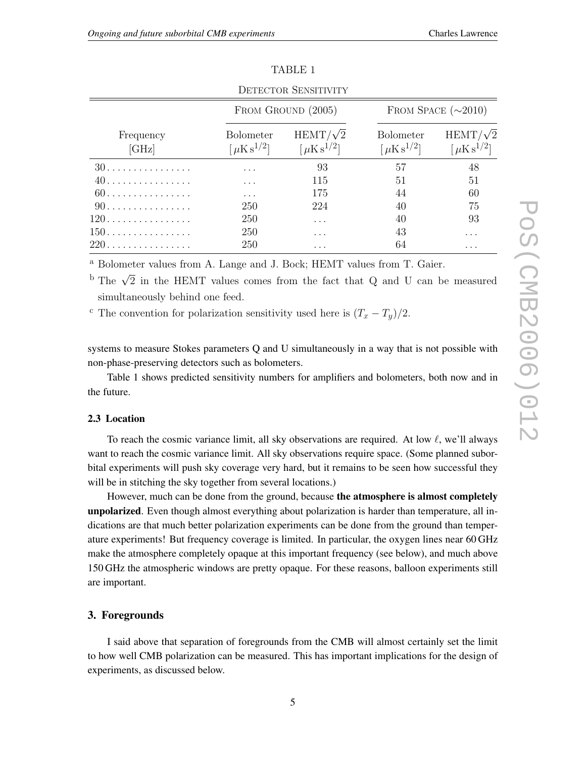TABLE 1

DETECTOR SENSITIVITY

| Frequency [GHz] | From Ground (2005) | | From Space (∼2010) | |
|---|---|---|---|---|
| | Bolometer [$\mu$K s$^{1/2}$] | HEMT/$\sqrt{2}$ [$\mu$K s$^{1/2}$] | Bolometer [$\mu$K s$^{1/2}$] | HEMT/$\sqrt{2}$ [$\mu$K s$^{1/2}$] |
| 30 | ... | 93 | 57 | 48 |
| 40 | ... | 115 | 51 | 51 |
| 60 | ... | 175 | 44 | 60 |
| 90 | 250 | 224 | 40 | 75 |
| 120 | 250 | ... | 40 | 93 |
| 150 | 250 | ... | 43 | ... |
| 220 | 250 | ... | 64 | ... |

[a] Bolometer values from A. Lange and J. Bock; HEMT values from T. Gaier.

[b] The $\sqrt{2}$ in the HEMT values comes from the fact that Q and U can be measured simultaneously behind one feed.

[c] The convention for polarization sensitivity used here is $(T_x - T_y)/2$.

systems to measure Stokes parameters Q and U simultaneously in a way that is not possible with non-phase-preserving detectors such as bolometers.

Table 1 shows predicted sensitivity numbers for amplifiers and bolometers, both now and in the future.

### 2.3 Location

To reach the cosmic variance limit, all sky observations are required. At low $\ell$, we'll always want to reach the cosmic variance limit. All sky observations require space. (Some planned suborbital experiments will push sky coverage very hard, but it remains to be seen how successful they will be in stitching the sky together from several locations.)

However, much can be done from the ground, because **the atmosphere is almost completely unpolarized**. Even though almost everything about polarization is harder than temperature, all indications are that much better polarization experiments can be done from the ground than temperature experiments! But frequency coverage is limited. In particular, the oxygen lines near 60 GHz make the atmosphere completely opaque at this important frequency (see below), and much above 150 GHz the atmospheric windows are pretty opaque. For these reasons, balloon experiments still are important.

## 3. Foregrounds

I said above that separation of foregrounds from the CMB will almost certainly set the limit to how well CMB polarization can be measured. This has important implications for the design of experiments, as discussed below.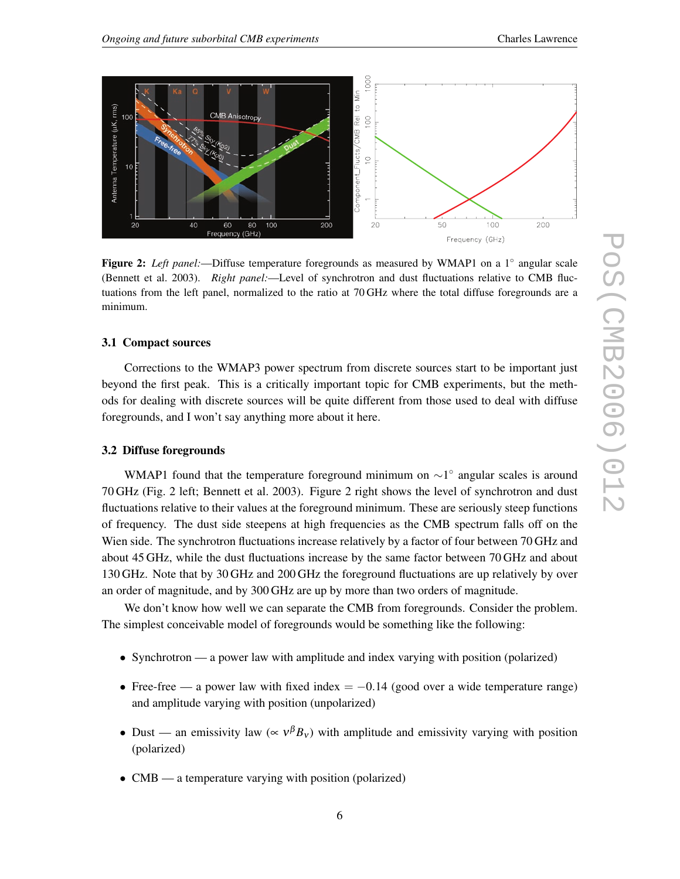**Figure 2:** *Left panel:*—Diffuse temperature foregrounds as measured by WMAP1 on a 1° angular scale (Bennett et al. 2003). *Right panel:*—Level of synchrotron and dust fluctuations relative to CMB fluctuations from the left panel, normalized to the ratio at 70 GHz where the total diffuse foregrounds are a minimum.

### 3.1 Compact sources

Corrections to the WMAP3 power spectrum from discrete sources start to be important just beyond the first peak. This is a critically important topic for CMB experiments, but the methods for dealing with discrete sources will be quite different from those used to deal with diffuse foregrounds, and I won't say anything more about it here.

### 3.2 Diffuse foregrounds

WMAP1 found that the temperature foreground minimum on $\sim 1^\circ$ angular scales is around 70 GHz (Fig. 2 left; Bennett et al. 2003). Figure 2 right shows the level of synchrotron and dust fluctuations relative to their values at the foreground minimum. These are seriously steep functions of frequency. The dust side steepens at high frequencies as the CMB spectrum falls off on the Wien side. The synchrotron fluctuations increase relatively by a factor of four between 70 GHz and about 45 GHz, while the dust fluctuations increase by the same factor between 70 GHz and about 130 GHz. Note that by 30 GHz and 200 GHz the foreground fluctuations are up relatively by over an order of magnitude, and by 300 GHz are up by more than two orders of magnitude.

We don't know how well we can separate the CMB from foregrounds. Consider the problem. The simplest conceivable model of foregrounds would be something like the following:

- Synchrotron — a power law with amplitude and index varying with position (polarized)
- Free-free — a power law with fixed index $= -0.14$ (good over a wide temperature range) and amplitude varying with position (unpolarized)
- Dust — an emissivity law ($\propto \nu^\beta B_\nu$) with amplitude and emissivity varying with position (polarized)
- CMB — a temperature varying with position (polarized)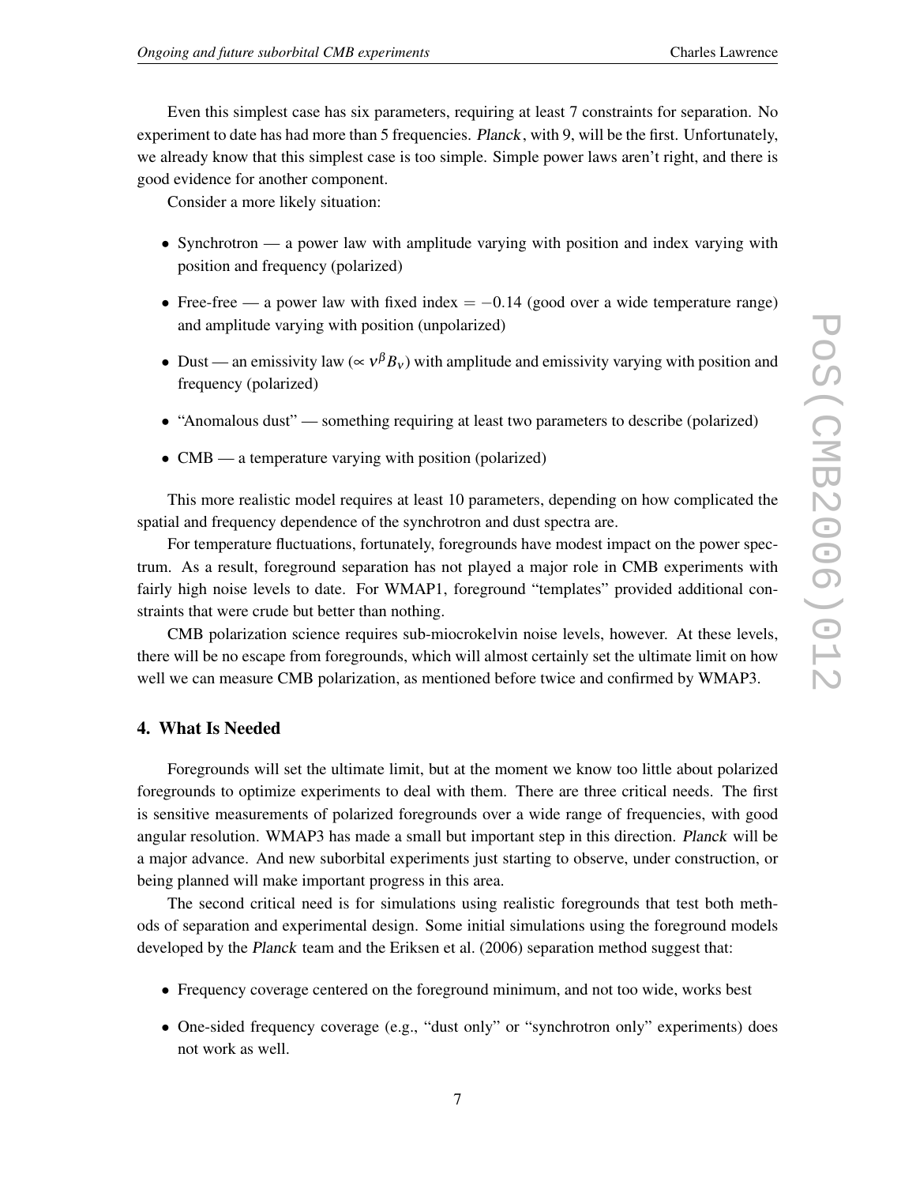Even this simplest case has six parameters, requiring at least 7 constraints for separation. No experiment to date has had more than 5 frequencies. *Planck*, with 9, will be the first. Unfortunately, we already know that this simplest case is too simple. Simple power laws aren't right, and there is good evidence for another component.

Consider a more likely situation:

- Synchrotron — a power law with amplitude varying with position and index varying with position and frequency (polarized)
- Free-free — a power law with fixed index $= -0.14$ (good over a wide temperature range) and amplitude varying with position (unpolarized)
- Dust — an emissivity law ($\propto \nu^{\beta} B_{\nu}$) with amplitude and emissivity varying with position and frequency (polarized)
- "Anomalous dust" — something requiring at least two parameters to describe (polarized)
- CMB — a temperature varying with position (polarized)

This more realistic model requires at least 10 parameters, depending on how complicated the spatial and frequency dependence of the synchrotron and dust spectra are.

For temperature fluctuations, fortunately, foregrounds have modest impact on the power spectrum. As a result, foreground separation has not played a major role in CMB experiments with fairly high noise levels to date. For WMAP1, foreground "templates" provided additional constraints that were crude but better than nothing.

CMB polarization science requires sub-miocrokelvin noise levels, however. At these levels, there will be no escape from foregrounds, which will almost certainly set the ultimate limit on how well we can measure CMB polarization, as mentioned before twice and confirmed by WMAP3.

## 4. What Is Needed

Foregrounds will set the ultimate limit, but at the moment we know too little about polarized foregrounds to optimize experiments to deal with them. There are three critical needs. The first is sensitive measurements of polarized foregrounds over a wide range of frequencies, with good angular resolution. WMAP3 has made a small but important step in this direction. *Planck* will be a major advance. And new suborbital experiments just starting to observe, under construction, or being planned will make important progress in this area.

The second critical need is for simulations using realistic foregrounds that test both methods of separation and experimental design. Some initial simulations using the foreground models developed by the *Planck* team and the Eriksen et al. (2006) separation method suggest that:

- Frequency coverage centered on the foreground minimum, and not too wide, works best
- One-sided frequency coverage (e.g., "dust only" or "synchrotron only" experiments) does not work as well.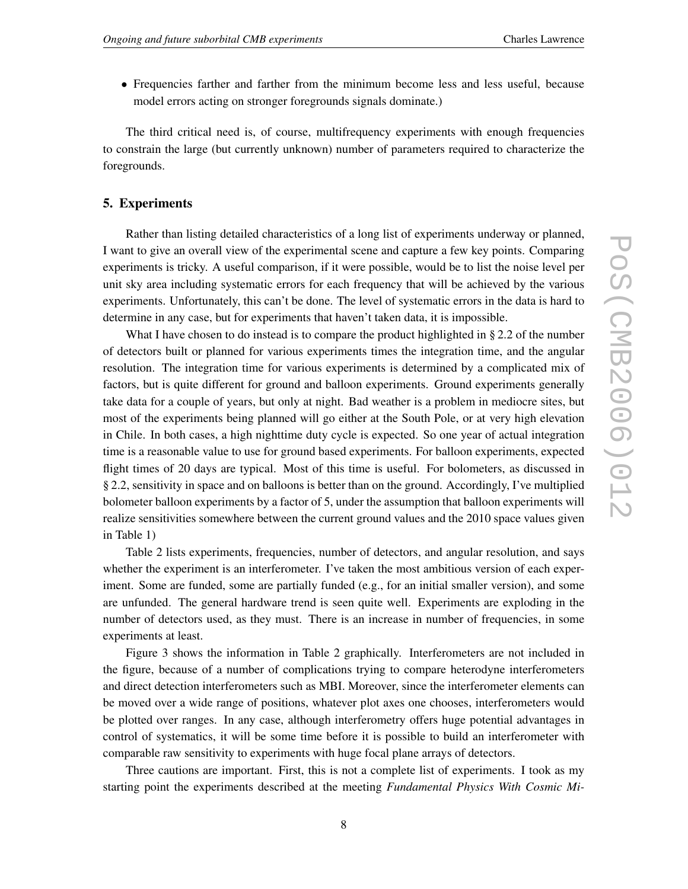- Frequencies farther and farther from the minimum become less and less useful, because model errors acting on stronger foregrounds signals dominate.)

The third critical need is, of course, multifrequency experiments with enough frequencies to constrain the large (but currently unknown) number of parameters required to characterize the foregrounds.

## 5. Experiments

Rather than listing detailed characteristics of a long list of experiments underway or planned, I want to give an overall view of the experimental scene and capture a few key points. Comparing experiments is tricky. A useful comparison, if it were possible, would be to list the noise level per unit sky area including systematic errors for each frequency that will be achieved by the various experiments. Unfortunately, this can't be done. The level of systematic errors in the data is hard to determine in any case, but for experiments that haven't taken data, it is impossible.

What I have chosen to do instead is to compare the product highlighted in § 2.2 of the number of detectors built or planned for various experiments times the integration time, and the angular resolution. The integration time for various experiments is determined by a complicated mix of factors, but is quite different for ground and balloon experiments. Ground experiments generally take data for a couple of years, but only at night. Bad weather is a problem in mediocre sites, but most of the experiments being planned will go either at the South Pole, or at very high elevation in Chile. In both cases, a high nighttime duty cycle is expected. So one year of actual integration time is a reasonable value to use for ground based experiments. For balloon experiments, expected flight times of 20 days are typical. Most of this time is useful. For bolometers, as discussed in § 2.2, sensitivity in space and on balloons is better than on the ground. Accordingly, I've multiplied bolometer balloon experiments by a factor of 5, under the assumption that balloon experiments will realize sensitivities somewhere between the current ground values and the 2010 space values given in Table 1)

Table 2 lists experiments, frequencies, number of detectors, and angular resolution, and says whether the experiment is an interferometer. I've taken the most ambitious version of each experiment. Some are funded, some are partially funded (e.g., for an initial smaller version), and some are unfunded. The general hardware trend is seen quite well. Experiments are exploding in the number of detectors used, as they must. There is an increase in number of frequencies, in some experiments at least.

Figure 3 shows the information in Table 2 graphically. Interferometers are not included in the figure, because of a number of complications trying to compare heterodyne interferometers and direct detection interferometers such as MBI. Moreover, since the interferometer elements can be moved over a wide range of positions, whatever plot axes one chooses, interferometers would be plotted over ranges. In any case, although interferometry offers huge potential advantages in control of systematics, it will be some time before it is possible to build an interferometer with comparable raw sensitivity to experiments with huge focal plane arrays of detectors.

Three cautions are important. First, this is not a complete list of experiments. I took as my starting point the experiments described at the meeting *Fundamental Physics With Cosmic Mi-*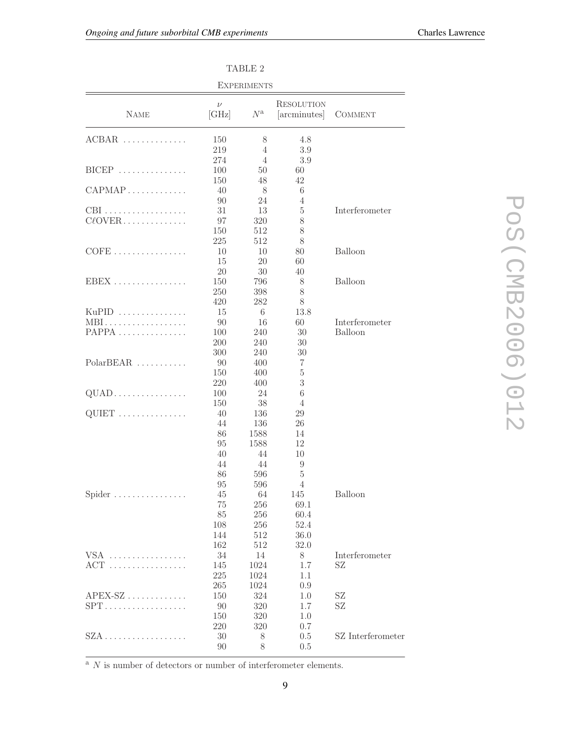TABLE 2

EXPERIMENTS

| NAME | $\nu$ [GHz] | $N$[a] | RESOLUTION [arcminutes] | COMMENT |
|---|---|---|---|---|
| ACBAR | 150 | 8 | 4.8 | |
| | 219 | 4 | 3.9 | |
| | 274 | 4 | 3.9 | |
| BICEP | 100 | 50 | 60 | |
| | 150 | 48 | 42 | |
| CAPMAP | 40 | 8 | 6 | |
| | 90 | 24 | 4 | |
| CBI | 31 | 13 | 5 | Interferometer |
| C$\ell$OVER | 97 | 320 | 8 | |
| | 150 | 512 | 8 | |
| | 225 | 512 | 8 | |
| COFE | 10 | 10 | 80 | Balloon |
| | 15 | 20 | 60 | |
| | 20 | 30 | 40 | |
| EBEX | 150 | 796 | 8 | Balloon |
| | 250 | 398 | 8 | |
| | 420 | 282 | 8 | |
| KuPID | 15 | 6 | 13.8 | |
| MBI | 90 | 16 | 60 | Interferometer |
| PAPPA | 100 | 240 | 30 | Balloon |
| | 200 | 240 | 30 | |
| | 300 | 240 | 30 | |
| PolarBEAR | 90 | 400 | 7 | |
| | 150 | 400 | 5 | |
| | 220 | 400 | 3 | |
| QUAD | 100 | 24 | 6 | |
| | 150 | 38 | 4 | |
| QUIET | 40 | 136 | 29 | |
| | 44 | 136 | 26 | |
| | 86 | 1588 | 14 | |
| | 95 | 1588 | 12 | |
| | 40 | 44 | 10 | |
| | 44 | 44 | 9 | |
| | 86 | 596 | 5 | |
| | 95 | 596 | 4 | |
| Spider | 45 | 64 | 145 | Balloon |
| | 75 | 256 | 69.1 | |
| | 85 | 256 | 60.4 | |
| | 108 | 256 | 52.4 | |
| | 144 | 512 | 36.0 | |
| | 162 | 512 | 32.0 | |
| VSA | 34 | 14 | 8 | Interferometer |
| ACT | 145 | 1024 | 1.7 | SZ |
| | 225 | 1024 | 1.1 | |
| | 265 | 1024 | 0.9 | |
| APEX-SZ | 150 | 324 | 1.0 | SZ |
| SPT | 90 | 320 | 1.7 | SZ |
| | 150 | 320 | 1.0 | |
| | 220 | 320 | 0.7 | |
| SZA | 30 | 8 | 0.5 | SZ Interferometer |
| | 90 | 8 | 0.5 | |

[a] $N$ is number of detectors or number of interferometer elements.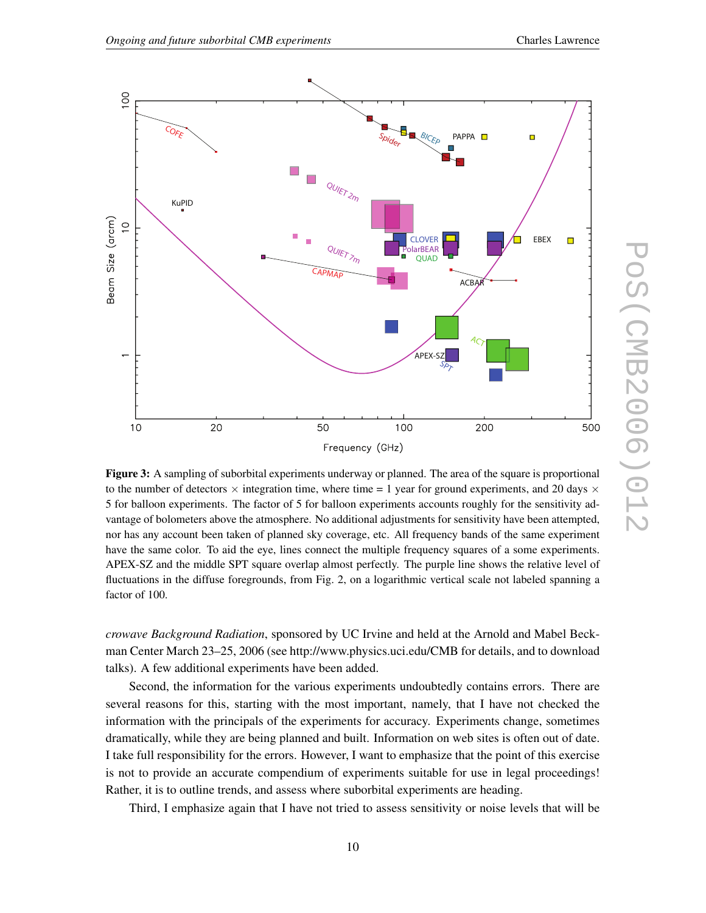**Figure 3:** A sampling of suborbital experiments underway or planned. The area of the square is proportional to the number of detectors × integration time, where time = 1 year for ground experiments, and 20 days × 5 for balloon experiments. The factor of 5 for balloon experiments accounts roughly for the sensitivity advantage of bolometers above the atmosphere. No additional adjustments for sensitivity have been attempted, nor has any account been taken of planned sky coverage, etc. All frequency bands of the same experiment have the same color. To aid the eye, lines connect the multiple frequency squares of a some experiments. APEX-SZ and the middle SPT square overlap almost perfectly. The purple line shows the relative level of fluctuations in the diffuse foregrounds, from Fig. 2, on a logarithmic vertical scale not labeled spanning a factor of 100.

*crowave Background Radiation*, sponsored by UC Irvine and held at the Arnold and Mabel Beckman Center March 23–25, 2006 (see http://www.physics.uci.edu/CMB for details, and to download talks). A few additional experiments have been added.

Second, the information for the various experiments undoubtedly contains errors. There are several reasons for this, starting with the most important, namely, that I have not checked the information with the principals of the experiments for accuracy. Experiments change, sometimes dramatically, while they are being planned and built. Information on web sites is often out of date. I take full responsibility for the errors. However, I want to emphasize that the point of this exercise is not to provide an accurate compendium of experiments suitable for use in legal proceedings! Rather, it is to outline trends, and assess where suborbital experiments are heading.

Third, I emphasize again that I have not tried to assess sensitivity or noise levels that will be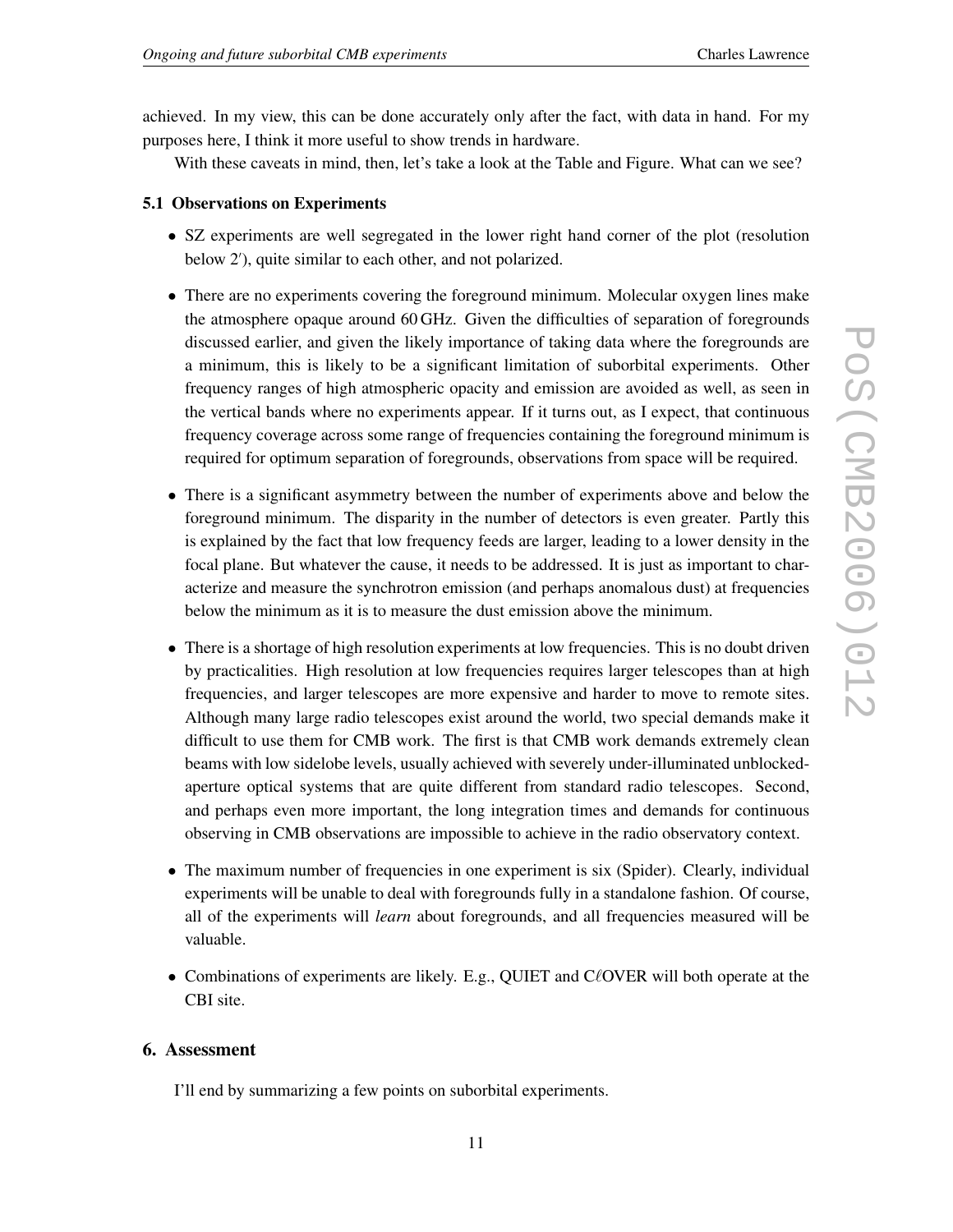achieved. In my view, this can be done accurately only after the fact, with data in hand. For my purposes here, I think it more useful to show trends in hardware.

With these caveats in mind, then, let's take a look at the Table and Figure. What can we see?

### 5.1 Observations on Experiments

- SZ experiments are well segregated in the lower right hand corner of the plot (resolution below $2'$), quite similar to each other, and not polarized.
- There are no experiments covering the foreground minimum. Molecular oxygen lines make the atmosphere opaque around 60 GHz. Given the difficulties of separation of foregrounds discussed earlier, and given the likely importance of taking data where the foregrounds are a minimum, this is likely to be a significant limitation of suborbital experiments. Other frequency ranges of high atmospheric opacity and emission are avoided as well, as seen in the vertical bands where no experiments appear. If it turns out, as I expect, that continuous frequency coverage across some range of frequencies containing the foreground minimum is required for optimum separation of foregrounds, observations from space will be required.
- There is a significant asymmetry between the number of experiments above and below the foreground minimum. The disparity in the number of detectors is even greater. Partly this is explained by the fact that low frequency feeds are larger, leading to a lower density in the focal plane. But whatever the cause, it needs to be addressed. It is just as important to characterize and measure the synchrotron emission (and perhaps anomalous dust) at frequencies below the minimum as it is to measure the dust emission above the minimum.
- There is a shortage of high resolution experiments at low frequencies. This is no doubt driven by practicalities. High resolution at low frequencies requires larger telescopes than at high frequencies, and larger telescopes are more expensive and harder to move to remote sites. Although many large radio telescopes exist around the world, two special demands make it difficult to use them for CMB work. The first is that CMB work demands extremely clean beams with low sidelobe levels, usually achieved with severely under-illuminated unblocked-aperture optical systems that are quite different from standard radio telescopes. Second, and perhaps even more important, the long integration times and demands for continuous observing in CMB observations are impossible to achieve in the radio observatory context.
- The maximum number of frequencies in one experiment is six (Spider). Clearly, individual experiments will be unable to deal with foregrounds fully in a standalone fashion. Of course, all of the experiments will *learn* about foregrounds, and all frequencies measured will be valuable.
- Combinations of experiments are likely. E.g., QUIET and C$\ell$OVER will both operate at the CBI site.

## 6. Assessment

I'll end by summarizing a few points on suborbital experiments.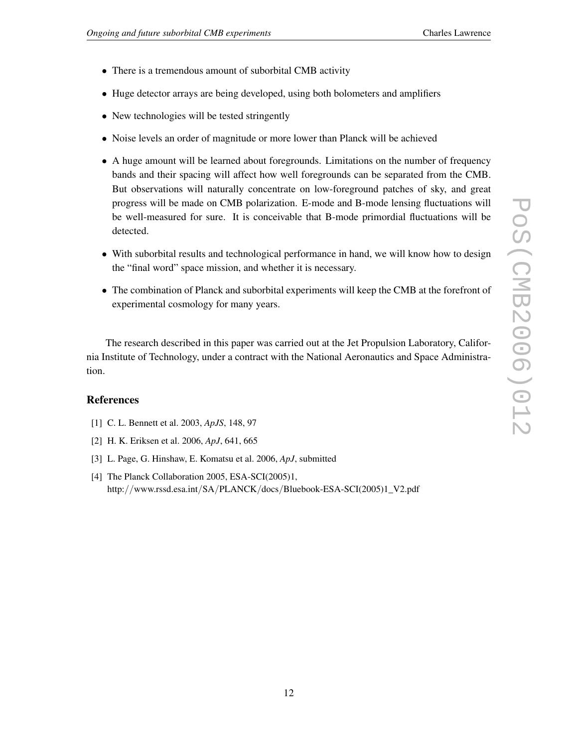- There is a tremendous amount of suborbital CMB activity
- Huge detector arrays are being developed, using both bolometers and amplifiers
- New technologies will be tested stringently
- Noise levels an order of magnitude or more lower than Planck will be achieved
- A huge amount will be learned about foregrounds. Limitations on the number of frequency bands and their spacing will affect how well foregrounds can be separated from the CMB. But observations will naturally concentrate on low-foreground patches of sky, and great progress will be made on CMB polarization. E-mode and B-mode lensing fluctuations will be well-measured for sure. It is conceivable that B-mode primordial fluctuations will be detected.
- With suborbital results and technological performance in hand, we will know how to design the "final word" space mission, and whether it is necessary.
- The combination of Planck and suborbital experiments will keep the CMB at the forefront of experimental cosmology for many years.

The research described in this paper was carried out at the Jet Propulsion Laboratory, California Institute of Technology, under a contract with the National Aeronautics and Space Administration.

## References

[1] C. L. Bennett et al. 2003, *ApJS*, 148, 97

[2] H. K. Eriksen et al. 2006, *ApJ*, 641, 665

[3] L. Page, G. Hinshaw, E. Komatsu et al. 2006, *ApJ*, submitted

[4] The Planck Collaboration 2005, ESA-SCI(2005)1, http://www.rssd.esa.int/SA/PLANCK/docs/Bluebook-ESA-SCI(2005)1_V2.pdf